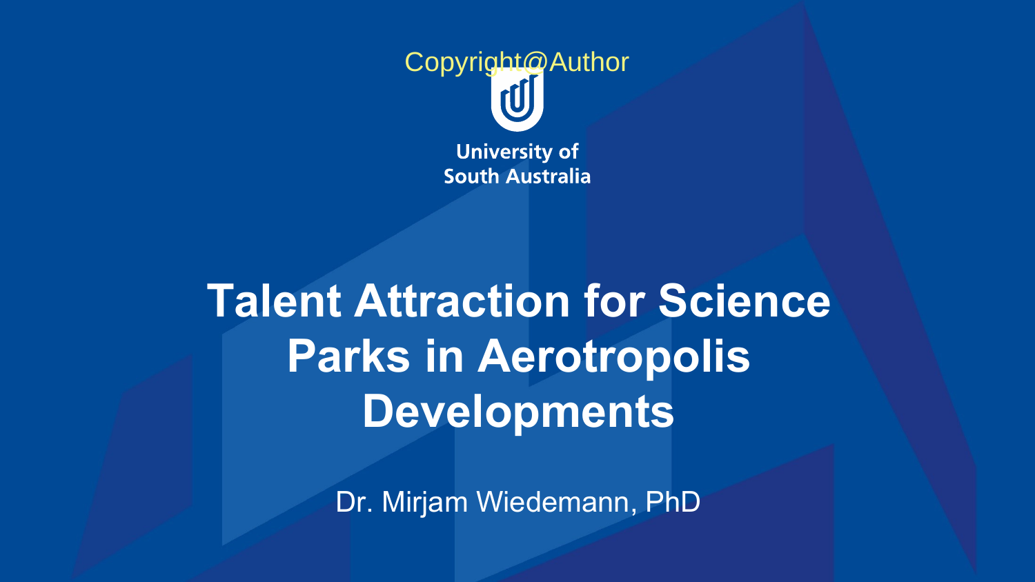Copyright@Author

University of South Australia

# Talent Attraction for Science Parks in Aerotropolis Developments

Dr. Mirjam Wiedemann, PhD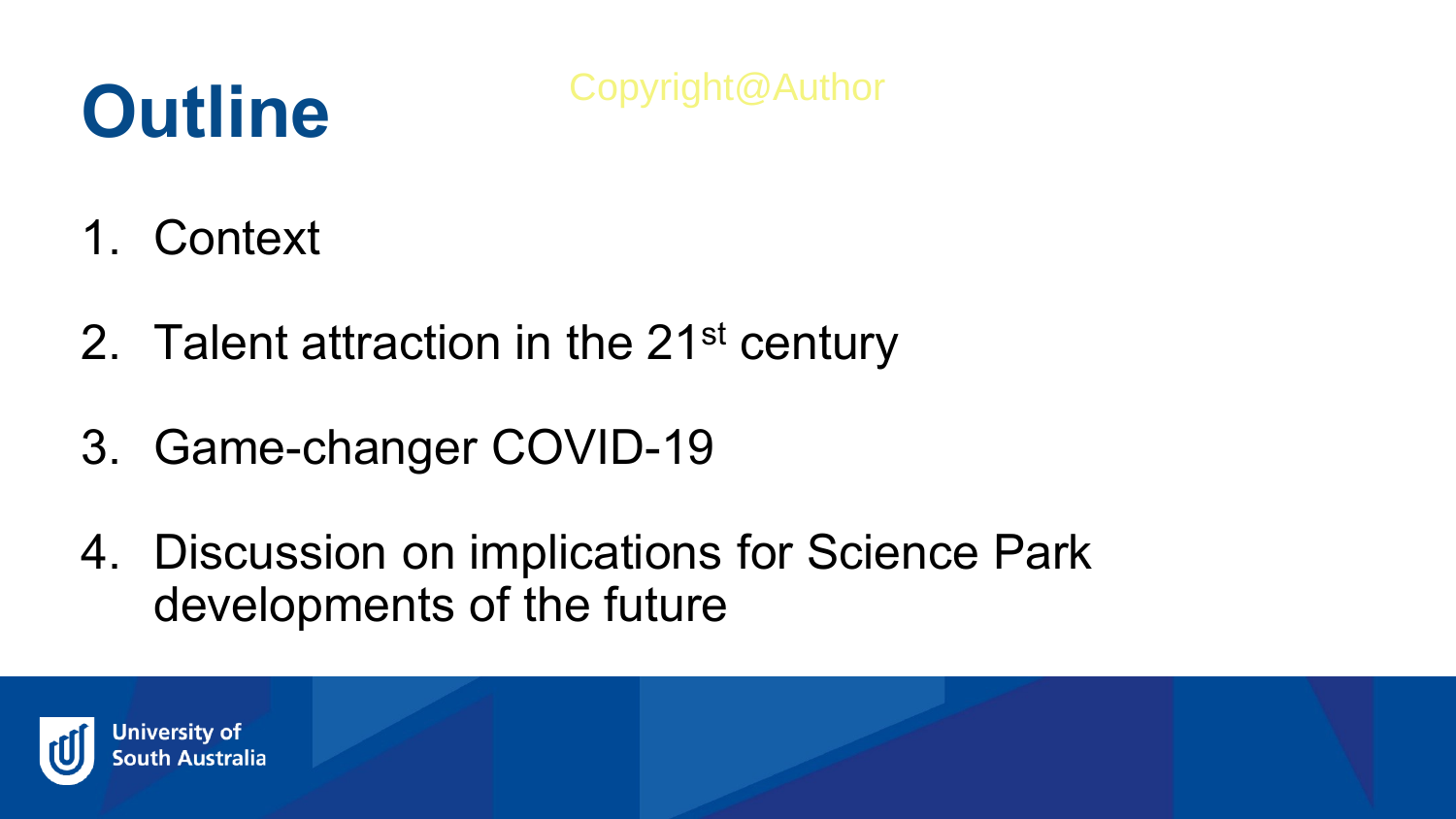# Outline

Copyright@Author

1. Context
2. Talent attraction in the 21st century
3. Game-changer COVID-19
4. Discussion on implications for Science Park developments of the future

University of South Australia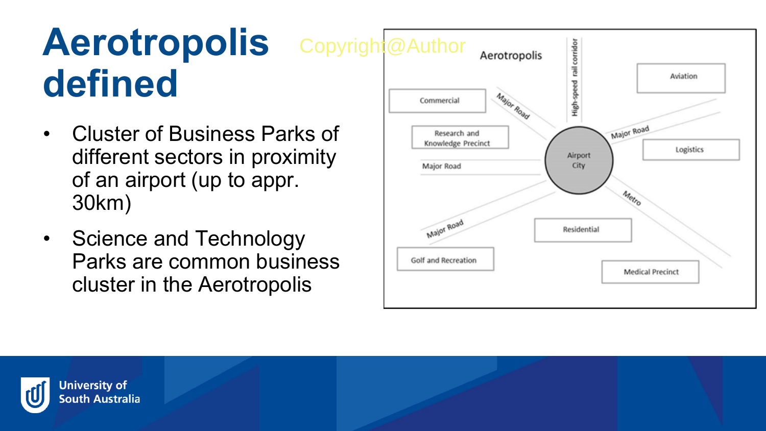# Aerotropolis defined

Copyright@Author

- Cluster of Business Parks of different sectors in proximity of an airport (up to appr. 30km)
- Science and Technology Parks are common business cluster in the Aerotropolis

Aerotropolis

High-speed rail corridor

Aviation

Commercial

Major Road

Research and Knowledge Precinct

Major Road

Airport City

Logistics

Major Road

Metro

Major Road

Residential

Golf and Recreation

Medical Precinct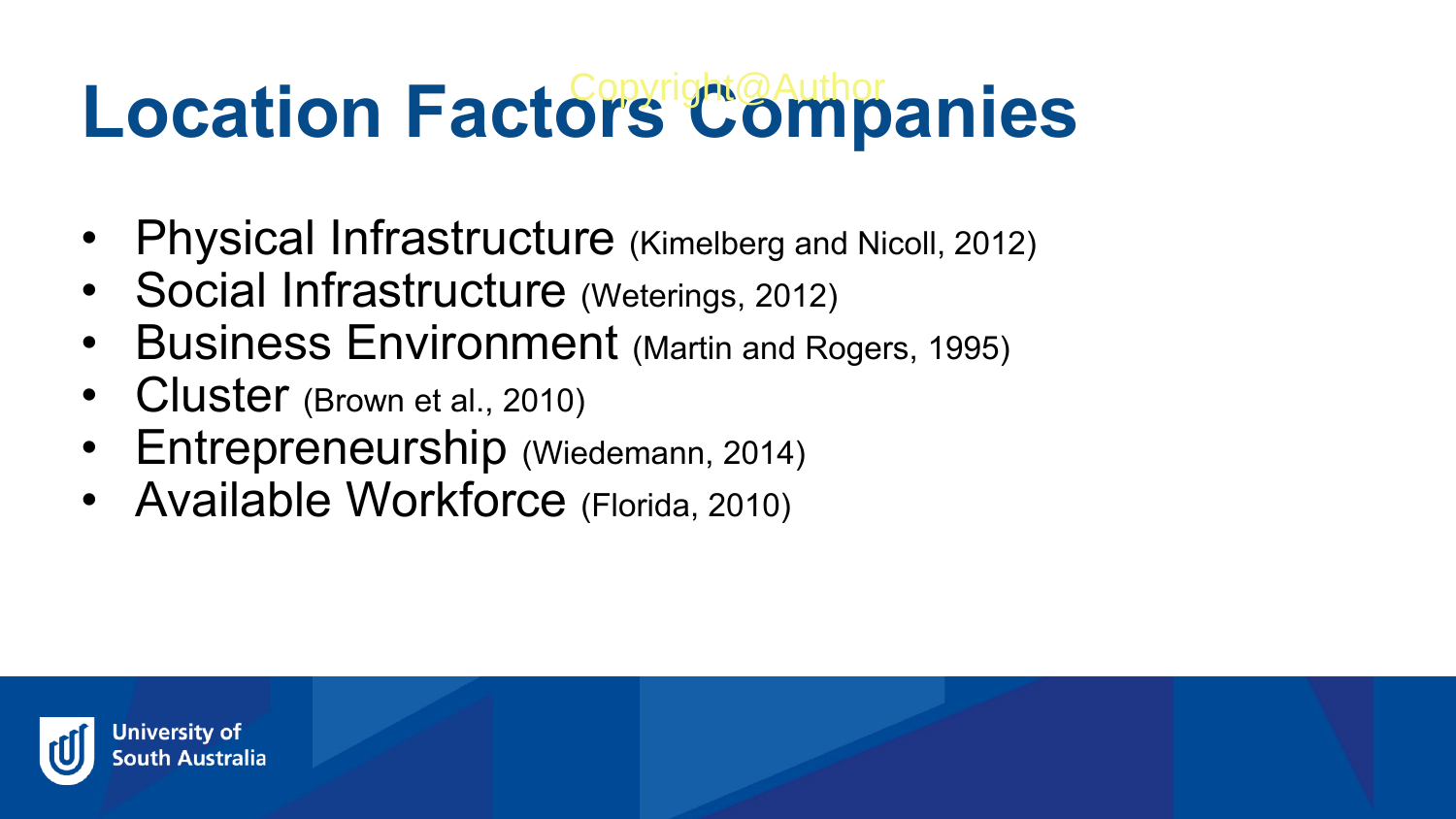# Location Factors Companies

- Physical Infrastructure (Kimelberg and Nicoll, 2012)
- Social Infrastructure (Weterings, 2012)
- Business Environment (Martin and Rogers, 1995)
- Cluster (Brown et al., 2010)
- Entrepreneurship (Wiedemann, 2014)
- Available Workforce (Florida, 2010)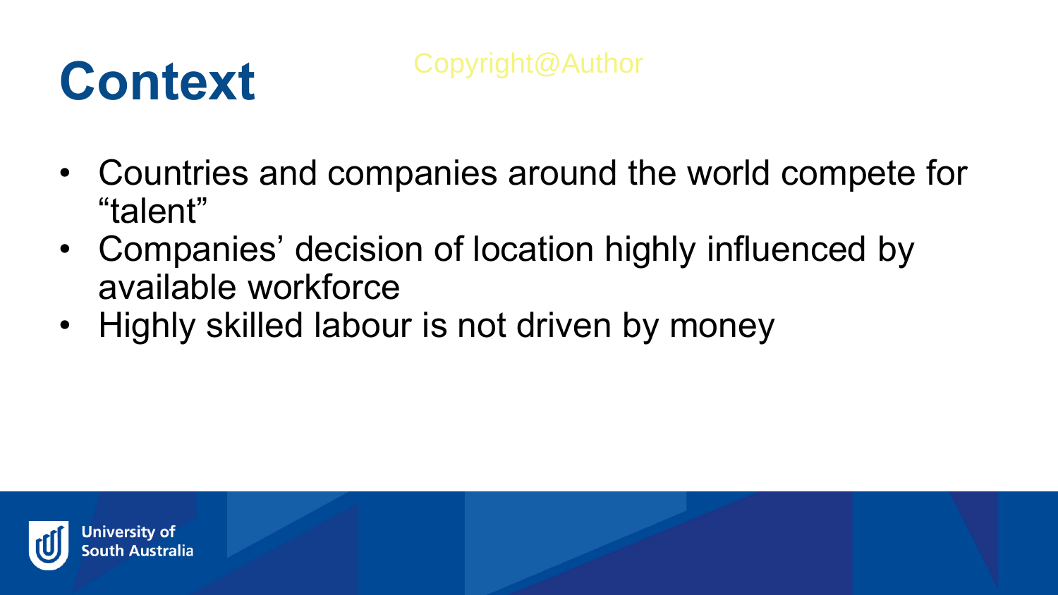# Context

Copyright@Author

- Countries and companies around the world compete for "talent"
- Companies' decision of location highly influenced by available workforce
- Highly skilled labour is not driven by money

University of South Australia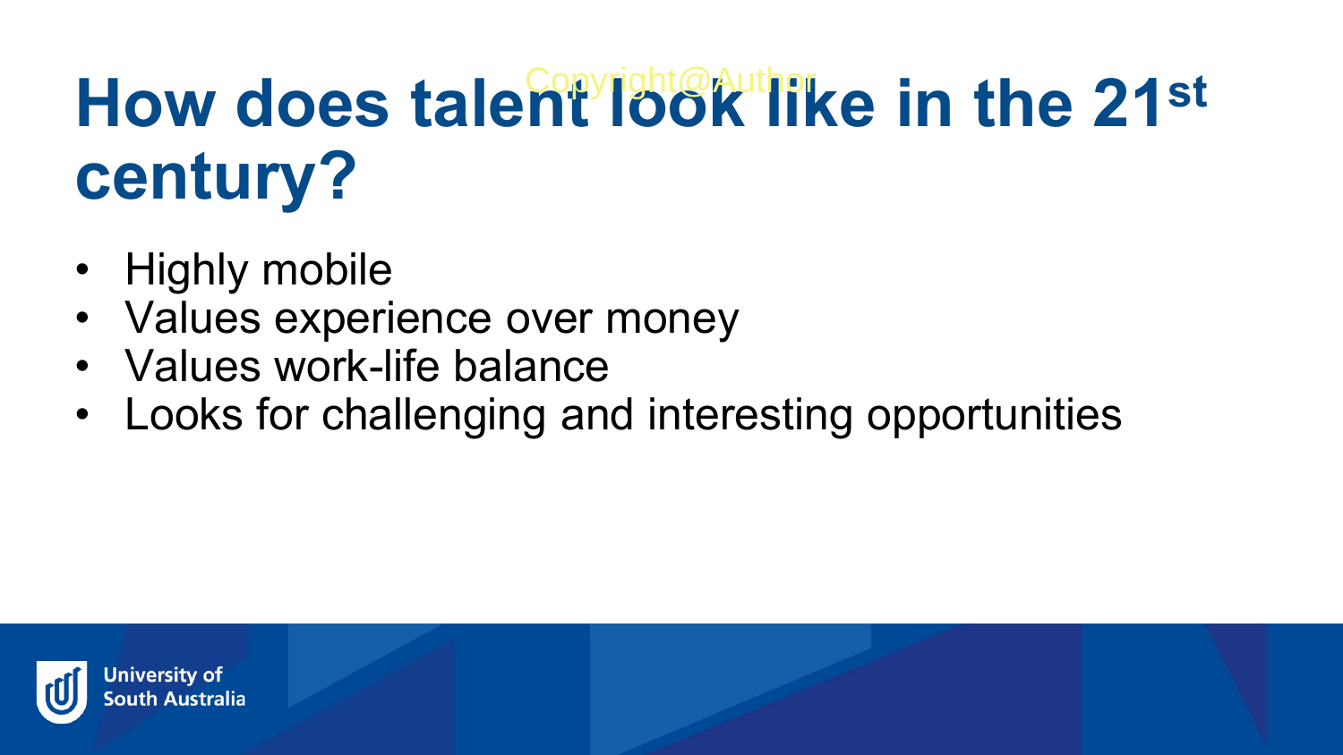# How does talent look like in the 21st century?

- Highly mobile
- Values experience over money
- Values work-life balance
- Looks for challenging and interesting opportunities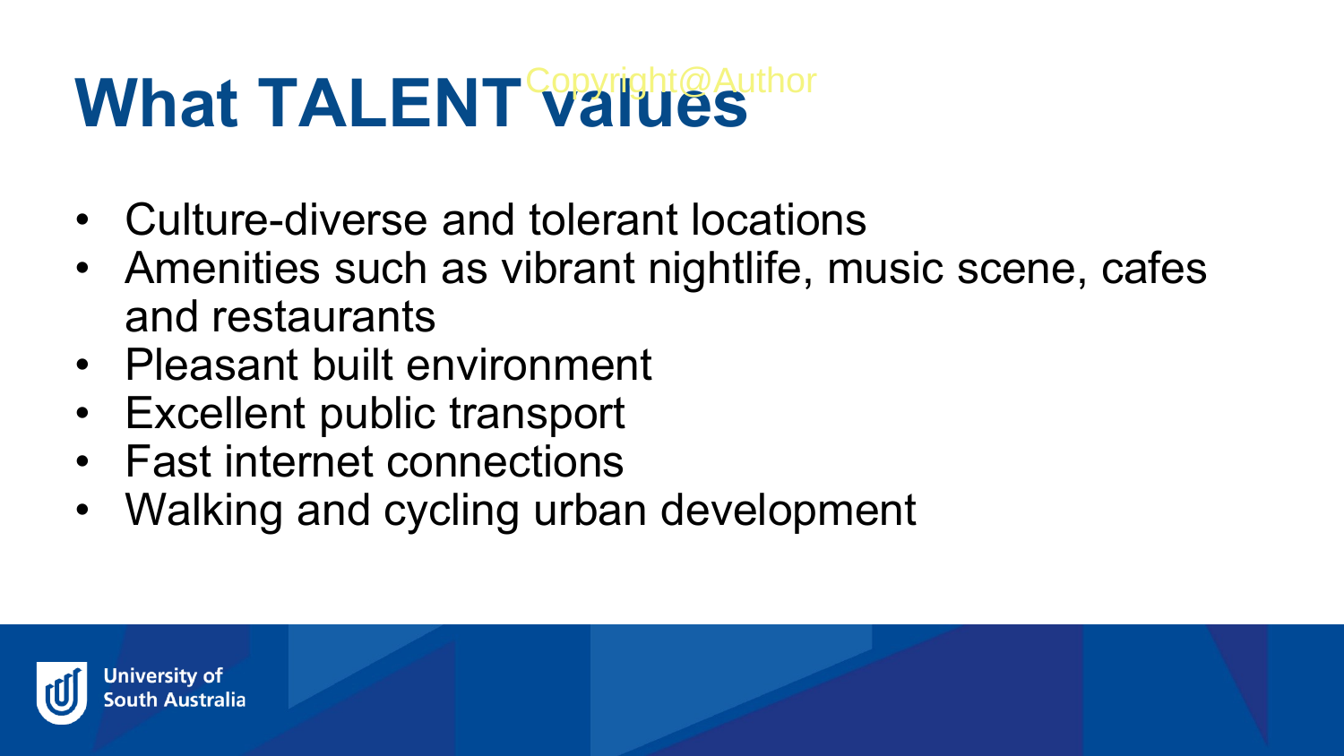# What TALENT values

- Culture-diverse and tolerant locations
- Amenities such as vibrant nightlife, music scene, cafes and restaurants
- Pleasant built environment
- Excellent public transport
- Fast internet connections
- Walking and cycling urban development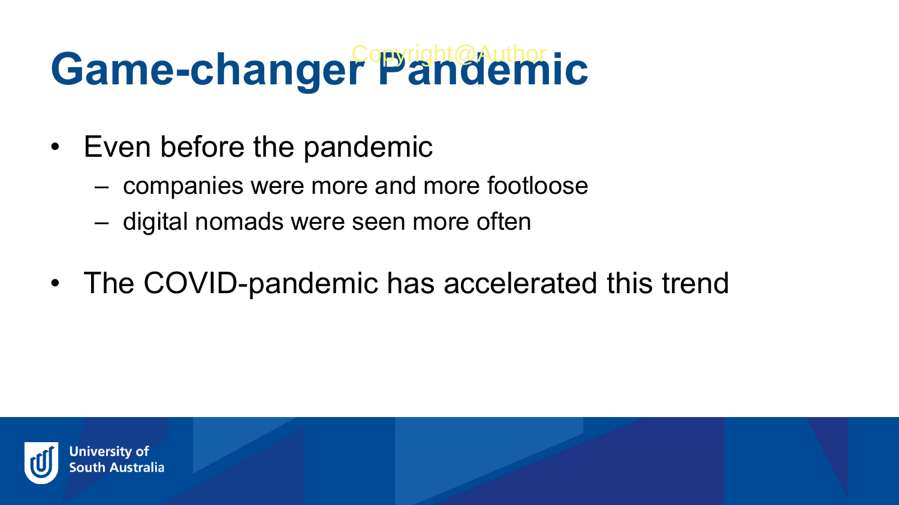# Game-changer Pandemic

- Even before the pandemic
  - companies were more and more footloose
  - digital nomads were seen more often
- The COVID-pandemic has accelerated this trend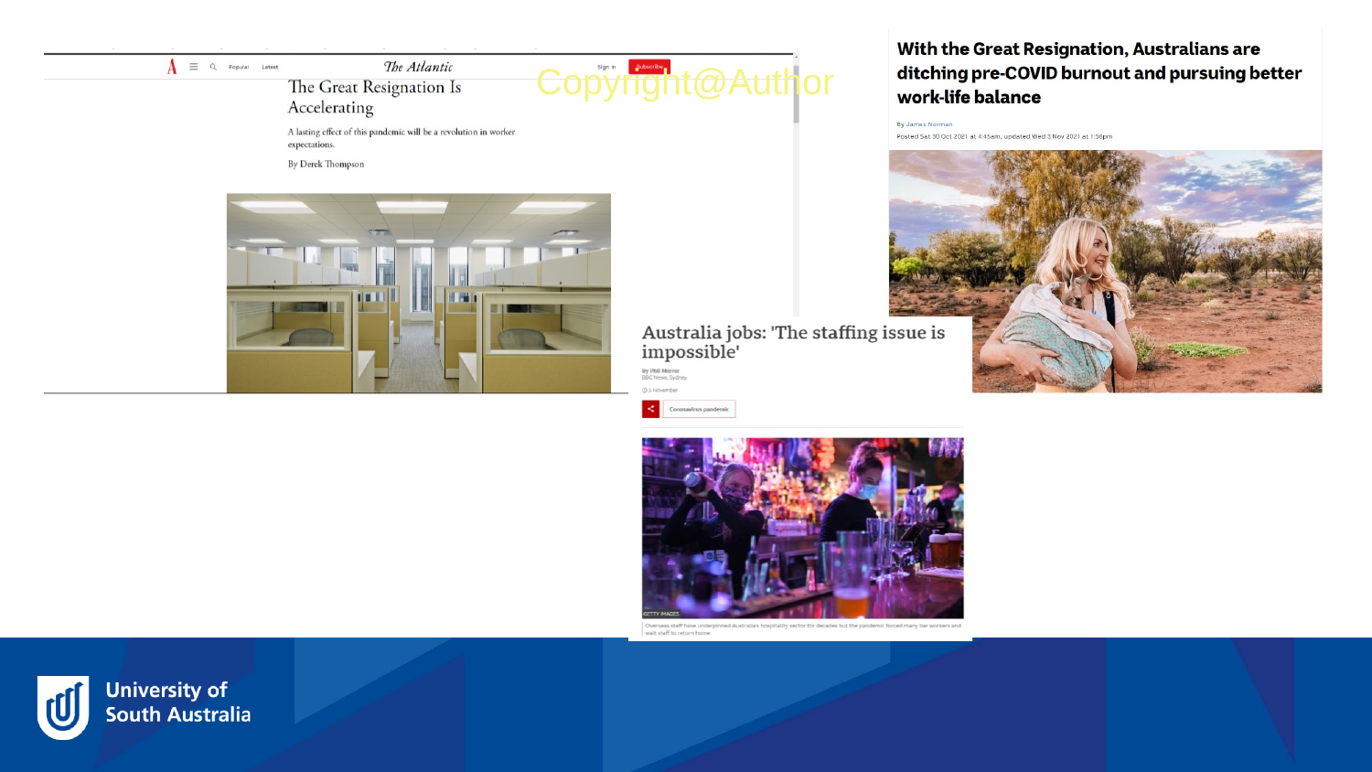The Atlantic

# The Great Resignation Is Accelerating

A lasting effect of this pandemic will be a revolution in worker expectations.

By Derek Thompson

Copyright@Author

# With the Great Resignation, Australians are ditching pre-COVID burnout and pursuing better work-life balance

By James Norman

Posted Sat 30 Oct 2021 at 4:45am, updated Wed 3 Nov 2021 at 1:56pm

# Australia jobs: 'The staffing issue is impossible'

By Phil Mercer

BBC News, Sydney

2 November

Coronavirus pandemic

GETTY IMAGES

Overseas staff have underpinned Australia's hospitality sector for decades but the pandemic forced many bar workers and wait staff to return home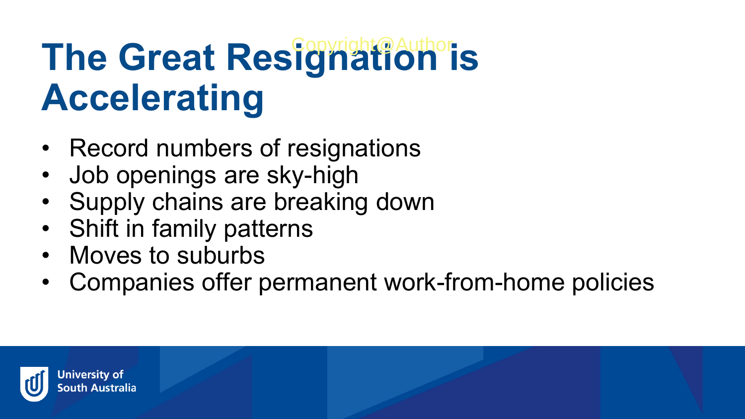# The Great Resignation is Accelerating

- Record numbers of resignations
- Job openings are sky-high
- Supply chains are breaking down
- Shift in family patterns
- Moves to suburbs
- Companies offer permanent work-from-home policies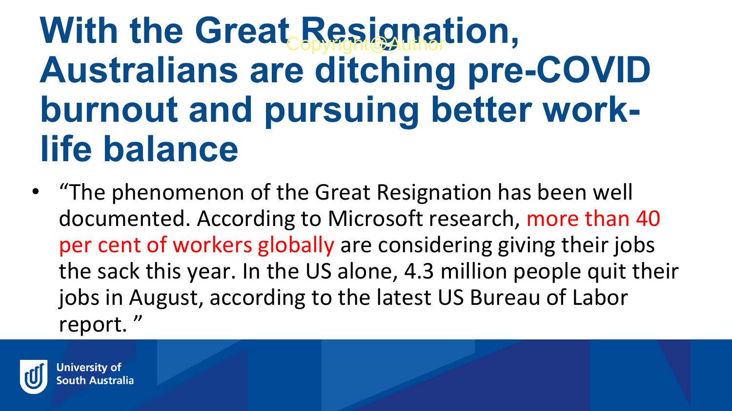# With the Great Resignation, Australians are ditching pre-COVID burnout and pursuing better work-life balance

- “The phenomenon of the Great Resignation has been well documented. According to Microsoft research, more than 40 per cent of workers globally are considering giving their jobs the sack this year. In the US alone, 4.3 million people quit their jobs in August, according to the latest US Bureau of Labor report. ”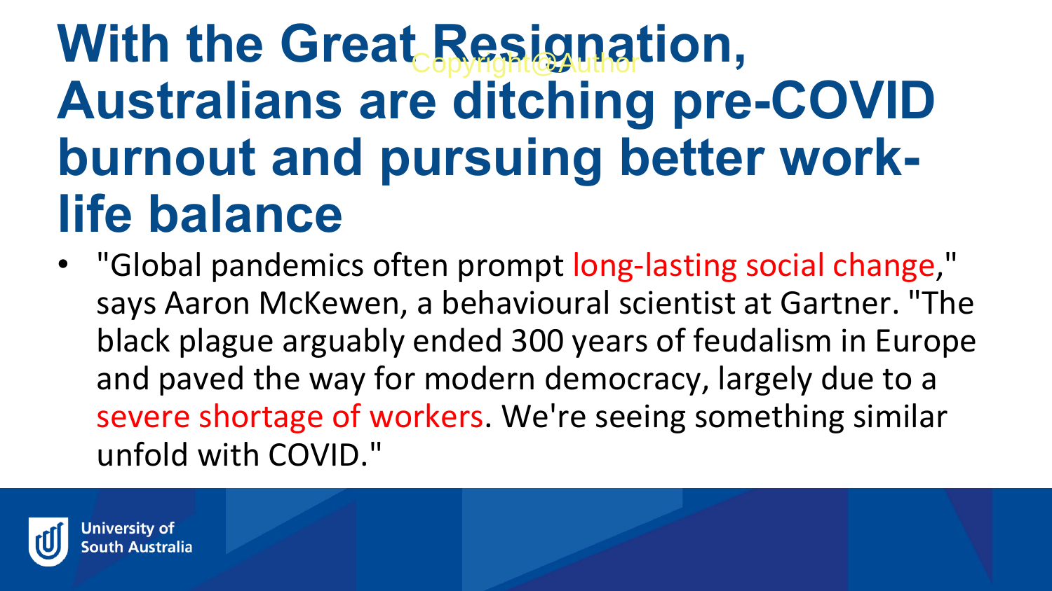# With the Great Resignation, Australians are ditching pre-COVID burnout and pursuing better work-life balance

- "Global pandemics often prompt long-lasting social change," says Aaron McKewen, a behavioural scientist at Gartner. "The black plague arguably ended 300 years of feudalism in Europe and paved the way for modern democracy, largely due to a severe shortage of workers. We're seeing something similar unfold with COVID."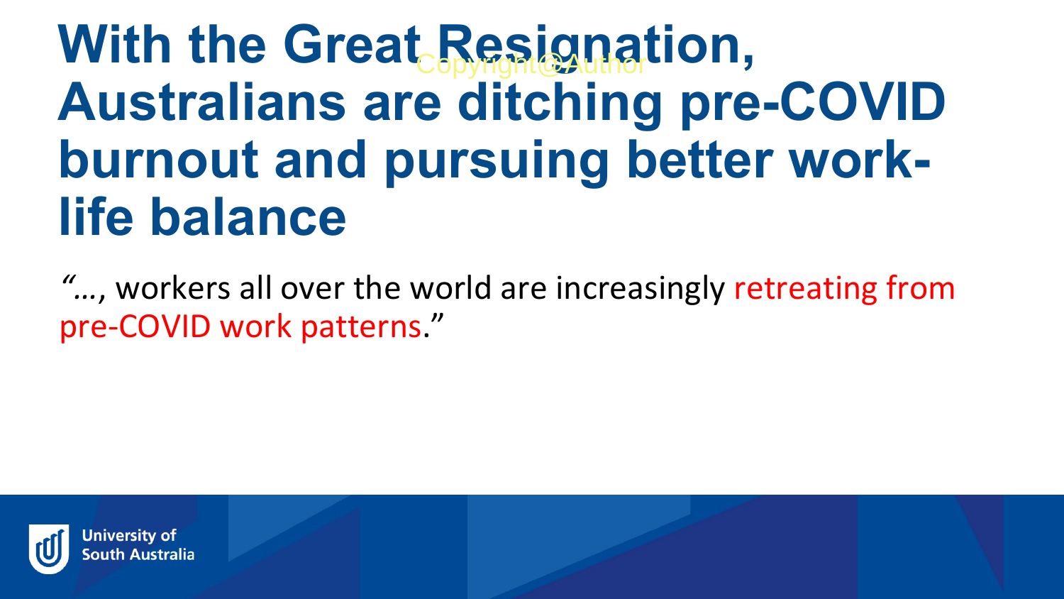# With the Great Resignation, Australians are ditching pre-COVID burnout and pursuing better work-life balance

*"…*, workers all over the world are increasingly retreating from pre-COVID work patterns."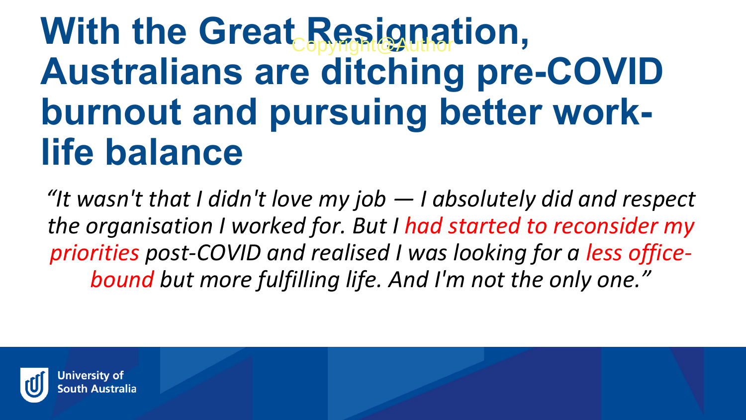# With the Great Resignation, Australians are ditching pre-COVID burnout and pursuing better work-life balance

*"It wasn't that I didn't love my job — I absolutely did and respect the organisation I worked for. But I had started to reconsider my priorities post-COVID and realised I was looking for a less office-bound but more fulfilling life. And I'm not the only one."*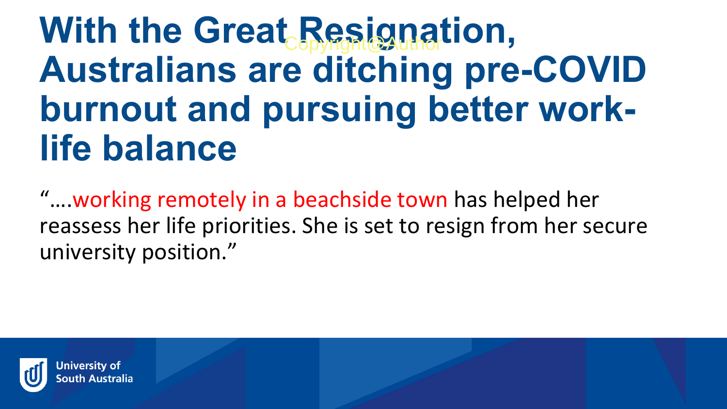# With the Great Resignation, Australians are ditching pre-COVID burnout and pursuing better work-life balance

"….working remotely in a beachside town has helped her reassess her life priorities. She is set to resign from her secure university position."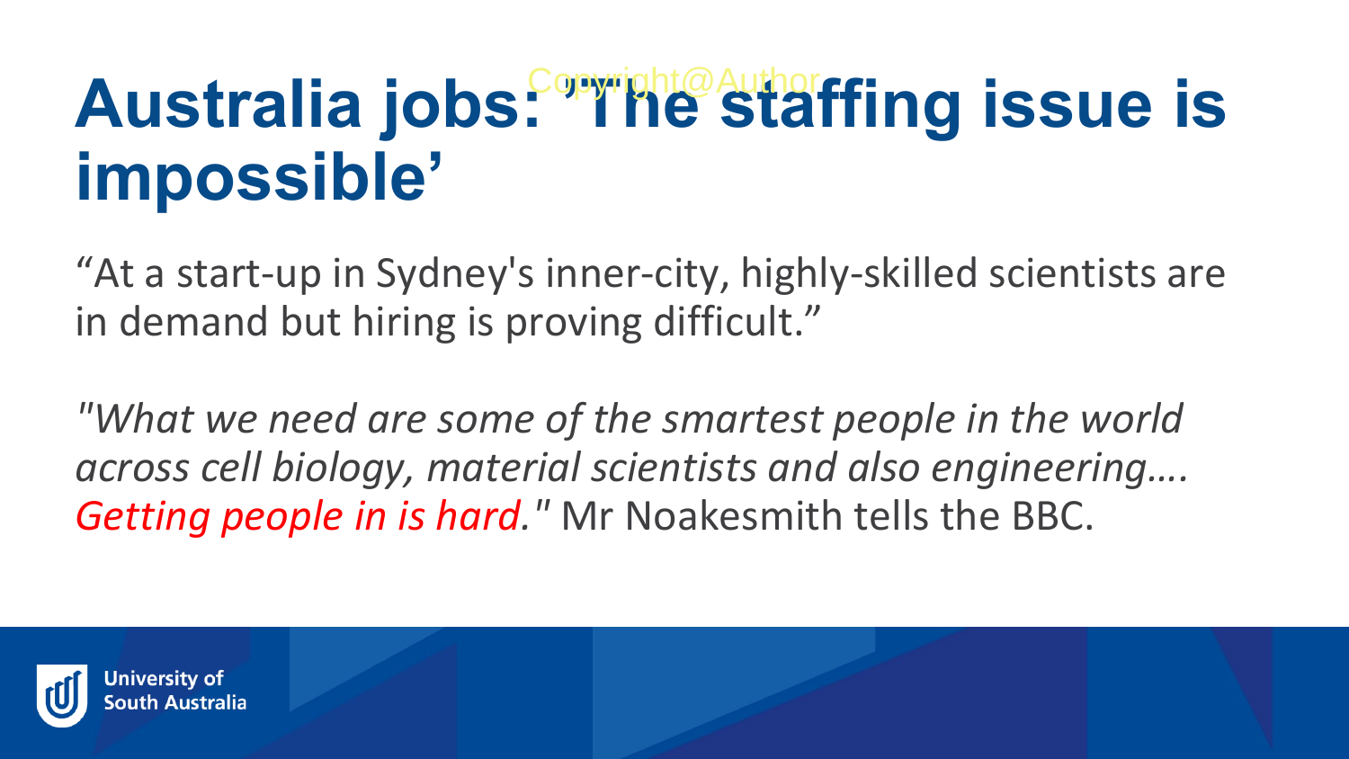# Australia jobs: 'The staffing issue is impossible'

"At a start-up in Sydney's inner-city, highly-skilled scientists are in demand but hiring is proving difficult."

*"What we need are some of the smartest people in the world across cell biology, material scientists and also engineering…. Getting people in is hard."* Mr Noakesmith tells the BBC.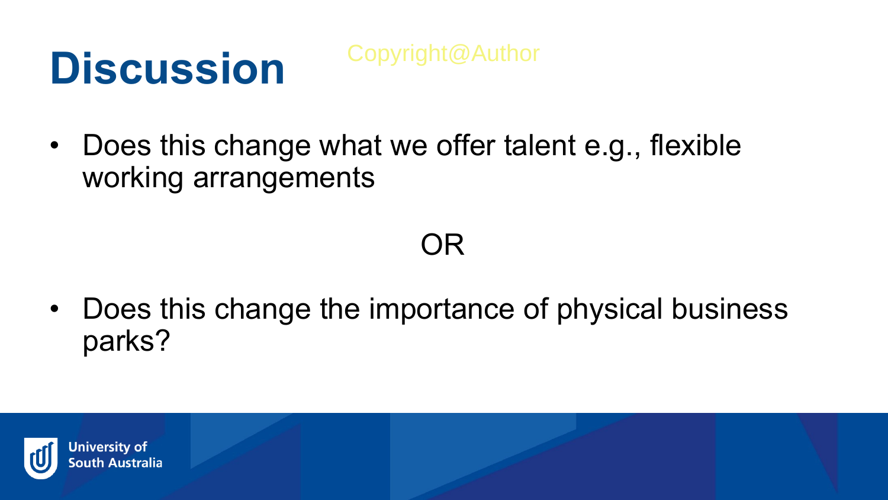# Discussion

Copyright@Author

- Does this change what we offer talent e.g., flexible working arrangements

OR

- Does this change the importance of physical business parks?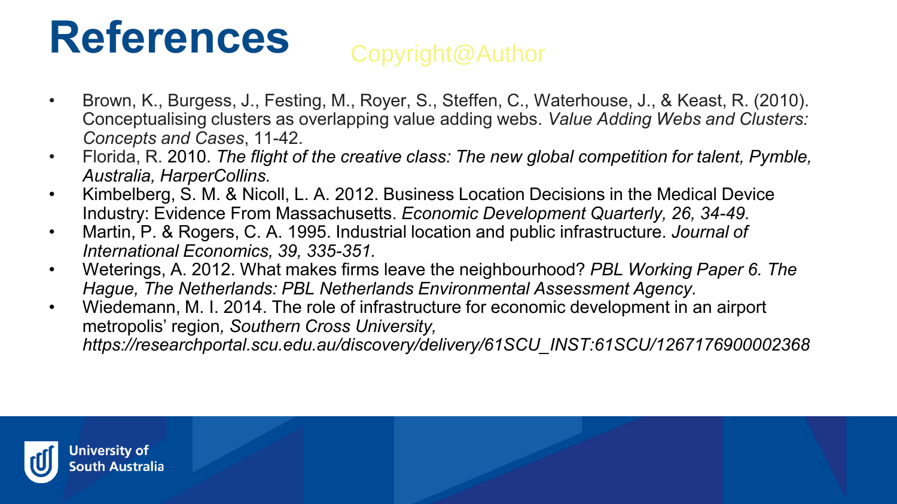# References

Copyright@Author

- Brown, K., Burgess, J., Festing, M., Royer, S., Steffen, C., Waterhouse, J., & Keast, R. (2010). Conceptualising clusters as overlapping value adding webs. *Value Adding Webs and Clusters: Concepts and Cases*, 11-42.
- Florida, R. 2010. *The flight of the creative class: The new global competition for talent, Pymble, Australia, HarperCollins.*
- Kimbelberg, S. M. & Nicoll, L. A. 2012. Business Location Decisions in the Medical Device Industry: Evidence From Massachusetts. *Economic Development Quarterly, 26, 34-49.*
- Martin, P. & Rogers, C. A. 1995. Industrial location and public infrastructure. *Journal of International Economics, 39, 335-351.*
- Weterings, A. 2012. What makes firms leave the neighbourhood? *PBL Working Paper 6. The Hague, The Netherlands: PBL Netherlands Environmental Assessment Agency.*
- Wiedemann, M. I. 2014. The role of infrastructure for economic development in an airport metropolis' region*, Southern Cross University, https://researchportal.scu.edu.au/discovery/delivery/61SCU_INST:61SCU/1267176900002368*

University of South Australia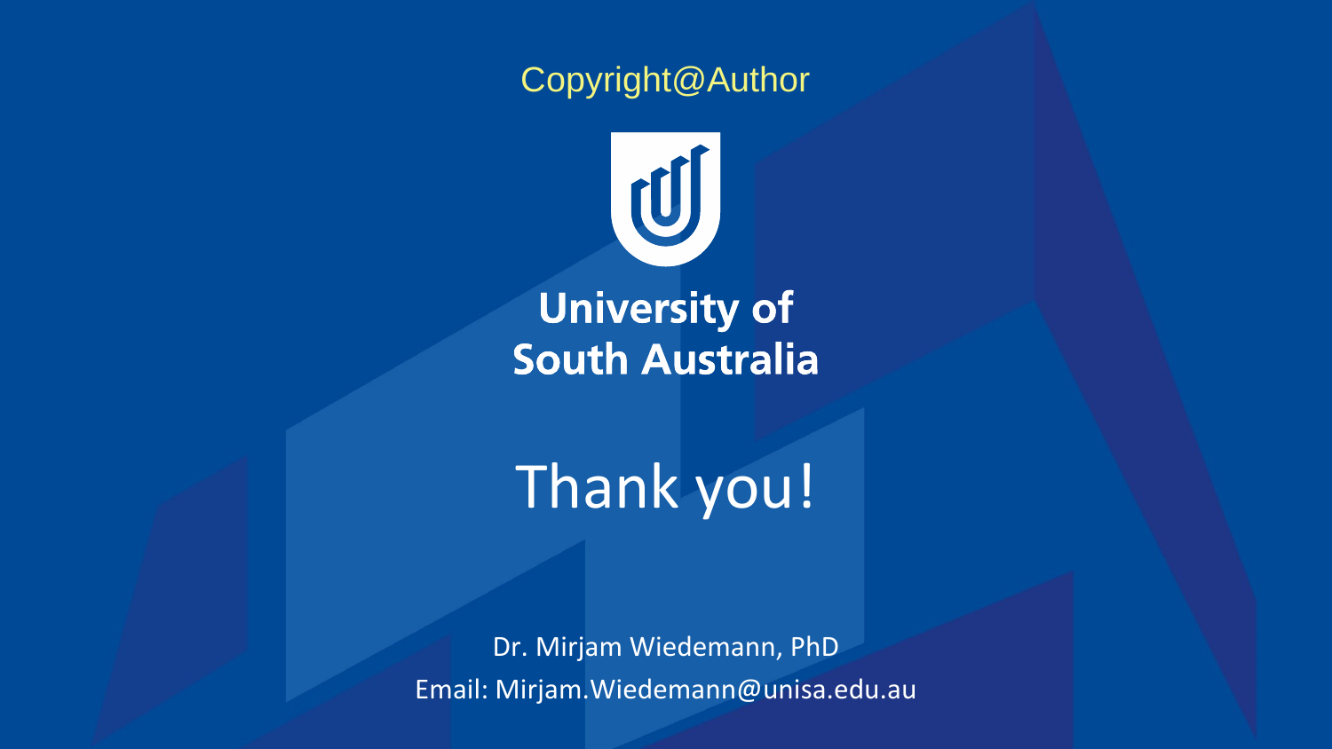Copyright@Author

University of South Australia

# Thank you!

Dr. Mirjam Wiedemann, PhD

Email: Mirjam.Wiedemann@unisa.edu.au